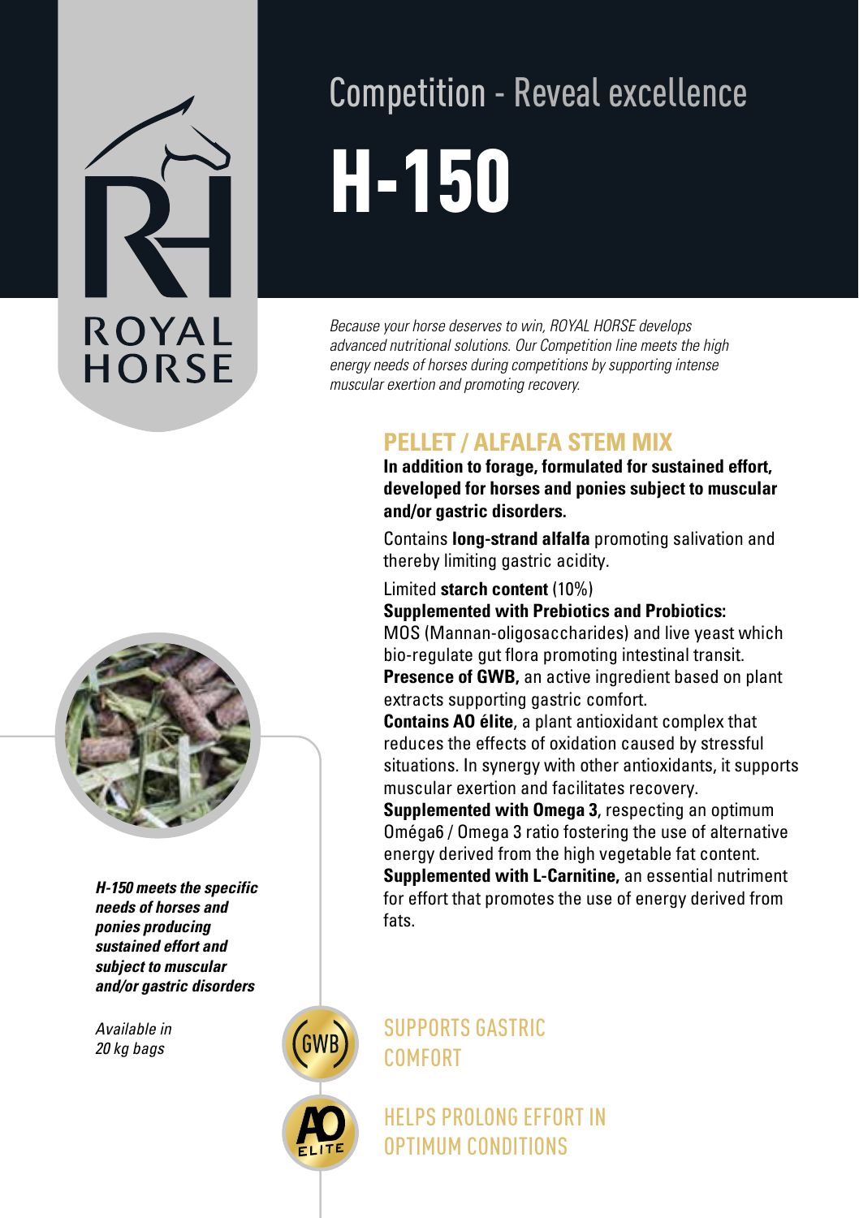ROYAL HORSE

Competition - Reveal excellence

# H-150

*Because your horse deserves to win, ROYAL HORSE develops advanced nutritional solutions. Our Competition line meets the high energy needs of horses during competitions by supporting intense muscular exertion and promoting recovery.*

## PELLET / ALFALFA STEM MIX

**In addition to forage, formulated for sustained effort, developed for horses and ponies subject to muscular and/or gastric disorders.**

Contains **long-strand alfalfa** promoting salivation and thereby limiting gastric acidity.

Limited **starch content** (10%)

**Supplemented with Prebiotics and Probiotics:** MOS (Mannan-oligosaccharides) and live yeast which bio-regulate gut flora promoting intestinal transit.

**Presence of GWB,** an active ingredient based on plant extracts supporting gastric comfort.

**Contains AO élite**, a plant antioxidant complex that reduces the effects of oxidation caused by stressful situations. In synergy with other antioxidants, it supports muscular exertion and facilitates recovery.

**Supplemented with Omega 3**, respecting an optimum Oméga6 / Omega 3 ratio fostering the use of alternative energy derived from the high vegetable fat content.

**Supplemented with L-Carnitine,** an essential nutriment for effort that promotes the use of energy derived from fats.

***H-150 meets the specific needs of horses and ponies producing sustained effort and subject to muscular and/or gastric disorders***

*Available in 20 kg bags*

GWB — SUPPORTS GASTRIC COMFORT

AO ELITE — HELPS PROLONG EFFORT IN OPTIMUM CONDITIONS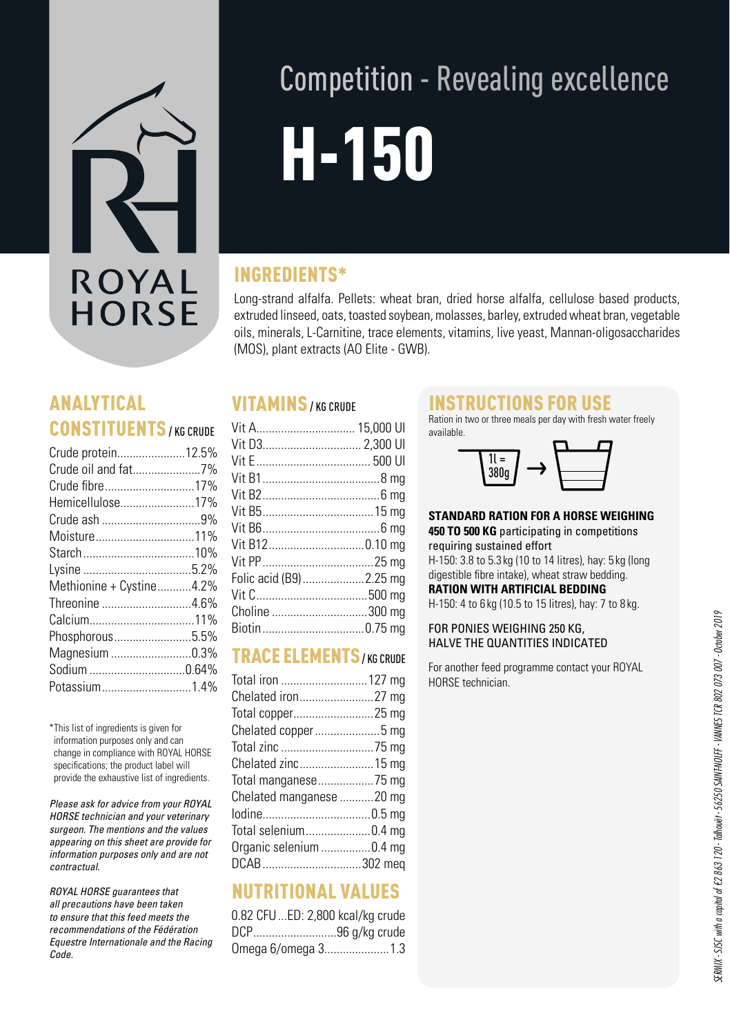ROYAL HORSE

Competition - Revealing excellence

# H-150

## INGREDIENTS*

Long-strand alfalfa. Pellets: wheat bran, dried horse alfalfa, cellulose based products, extruded linseed, oats, toasted soybean, molasses, barley, extruded wheat bran, vegetable oils, minerals, L-Carnitine, trace elements, vitamins, live yeast, Mannan-oligosaccharides (MOS), plant extracts (AO Elite - GWB).

## ANALYTICAL CONSTITUENTS / KG CRUDE

| | |
|---|---|
| Crude protein | 12.5% |
| Crude oil and fat | 7% |
| Crude fibre | 17% |
| Hemicellulose | 17% |
| Crude ash | 9% |
| Moisture | 11% |
| Starch | 10% |
| Lysine | 5.2% |
| Methionine + Cystine | 4.2% |
| Threonine | 4.6% |
| Calcium | 11% |
| Phosphorous | 5.5% |
| Magnesium | 0.3% |
| Sodium | 0.64% |
| Potassium | 1.4% |

*This list of ingredients is given for information purposes only and can change in compliance with ROYAL HORSE specifications; the product label will provide the exhaustive list of ingredients.

*Please ask for advice from your ROYAL HORSE technician and your veterinary surgeon. The mentions and the values appearing on this sheet are provide for information purposes only and are not contractual.*

*ROYAL HORSE guarantees that all precautions have been taken to ensure that this feed meets the recommendations of the Fédération Equestre Internationale and the Racing Code.*

## VITAMINS / KG CRUDE

| | |
|---|---|
| Vit A | 15,000 UI |
| Vit D3 | 2,300 UI |
| Vit E | 500 UI |
| Vit B1 | 8 mg |
| Vit B2 | 6 mg |
| Vit B5 | 15 mg |
| Vit B6 | 6 mg |
| Vit B12 | 0.10 mg |
| Vit PP | 25 mg |
| Folic acid (B9) | 2.25 mg |
| Vit C | 500 mg |
| Choline | 300 mg |
| Biotin | 0.75 mg |

## TRACE ELEMENTS / KG CRUDE

| | |
|---|---|
| Total iron | 127 mg |
| Chelated iron | 27 mg |
| Total copper | 25 mg |
| Chelated copper | 5 mg |
| Total zinc | 75 mg |
| Chelated zinc | 15 mg |
| Total manganese | 75 mg |
| Chelated manganese | 20 mg |
| Iodine | 0.5 mg |
| Total selenium | 0.4 mg |
| Organic selenium | 0.4 mg |
| DCAB | 302 meq |

## NUTRITIONAL VALUES

| | |
|---|---|
| 0.82 CFU...ED: | 2,800 kcal/kg crude |
| DCP | 96 g/kg crude |
| Omega 6/omega 3 | 1.3 |

## INSTRUCTIONS FOR USE

Ration in two or three meals per day with fresh water freely available.

1l = 380g →

**STANDARD RATION FOR A HORSE WEIGHING 450 TO 500 KG** participating in competitions requiring sustained effort

H-150: 3.8 to 5.3 kg (10 to 14 litres), hay: 5 kg (long digestible fibre intake), wheat straw bedding.

**RATION WITH ARTIFICIAL BEDDING**

H-150: 4 to 6 kg (10.5 to 15 litres), hay: 7 to 8 kg.

FOR PONIES WEIGHING 250 KG, HALVE THE QUANTITIES INDICATED

For another feed programme contact your ROYAL HORSE technician.

*SERMIX - SJSC with a capital of €2 863 120 - Talhouët - 56250 SAINT-NOLFF - VANNES TCR 802 073 007 - October 2019*